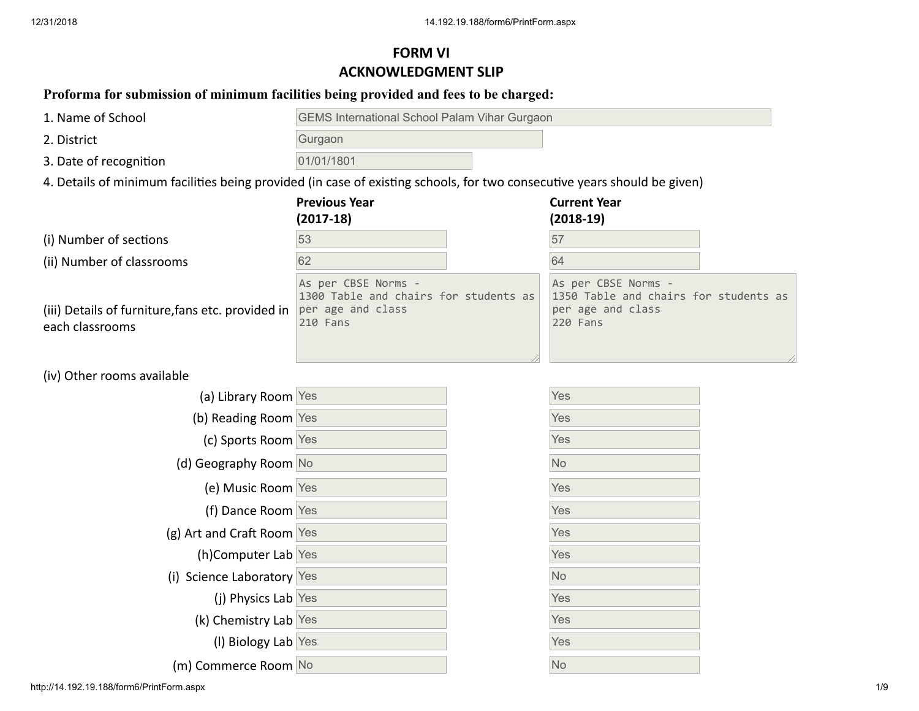# FORM VI

## ACKNOWLEDGMENT SLIP

**Proforma for submission of minimum facilities being provided and fees to be charged:**

1. Name of School: GEMS International School Palam Vihar Gurgaon
2. District: Gurgaon
3. Date of recognition: 01/01/1801
4. Details of minimum facilities being provided (in case of existing schools, for two consecutive years should be given)

| | Previous Year (2017-18) | Current Year (2018-19) |
|---|---|---|
| (i) Number of sections | 53 | 57 |
| (ii) Number of classrooms | 62 | 64 |
| (iii) Details of furniture,fans etc. provided in each classrooms | As per CBSE Norms - 1300 Table and chairs for students as per age and class 210 Fans | As per CBSE Norms - 1350 Table and chairs for students as per age and class 220 Fans |
| (iv) Other rooms available | | |
| (a) Library Room | Yes | Yes |
| (b) Reading Room | Yes | Yes |
| (c) Sports Room | Yes | Yes |
| (d) Geography Room | No | No |
| (e) Music Room | Yes | Yes |
| (f) Dance Room | Yes | Yes |
| (g) Art and Craft Room | Yes | Yes |
| (h)Computer Lab | Yes | Yes |
| (i) Science Laboratory | Yes | No |
| (j) Physics Lab | Yes | Yes |
| (k) Chemistry Lab | Yes | Yes |
| (l) Biology Lab | Yes | Yes |
| (m) Commerce Room | No | No |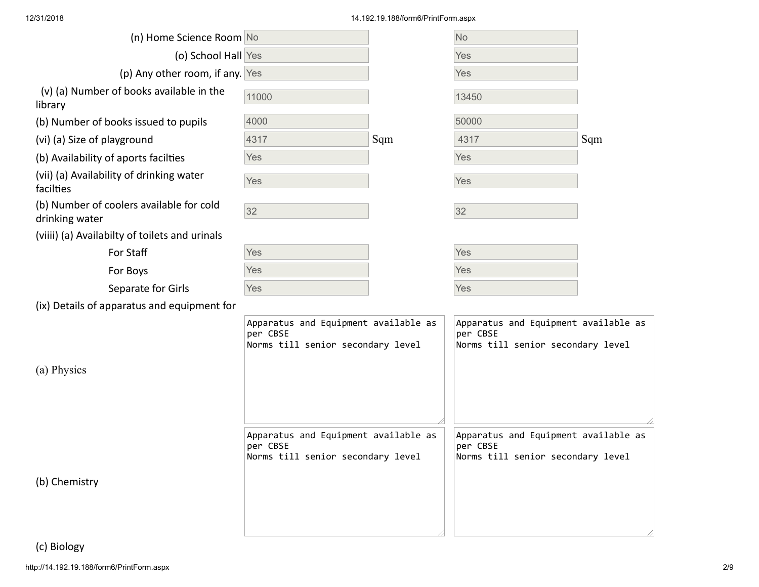| | | |
|---|---|---|
| (n) Home Science Room | No | No |
| (o) School Hall | Yes | Yes |
| (p) Any other room, if any. | Yes | Yes |
| (v) (a) Number of books available in the library | 11000 | 13450 |
| (b) Number of books issued to pupils | 4000 | 50000 |
| (vi) (a) Size of playground | 4317 Sqm | 4317 Sqm |
| (b) Availability of aports facilties | Yes | Yes |
| (vii) (a) Availability of drinking water facilties | Yes | Yes |
| (b) Number of coolers available for cold drinking water | 32 | 32 |
| (viiii) (a) Availabilty of toilets and urinals | | |
| For Staff | Yes | Yes |
| For Boys | Yes | Yes |
| Separate for Girls | Yes | Yes |
| (ix) Details of apparatus and equipment for | | |
| (a) Physics | Apparatus and Equipment available as per CBSE Norms till senior secondary level | Apparatus and Equipment available as per CBSE Norms till senior secondary level |
| (b) Chemistry | Apparatus and Equipment available as per CBSE Norms till senior secondary level | Apparatus and Equipment available as per CBSE Norms till senior secondary level |
| (c) Biology | | |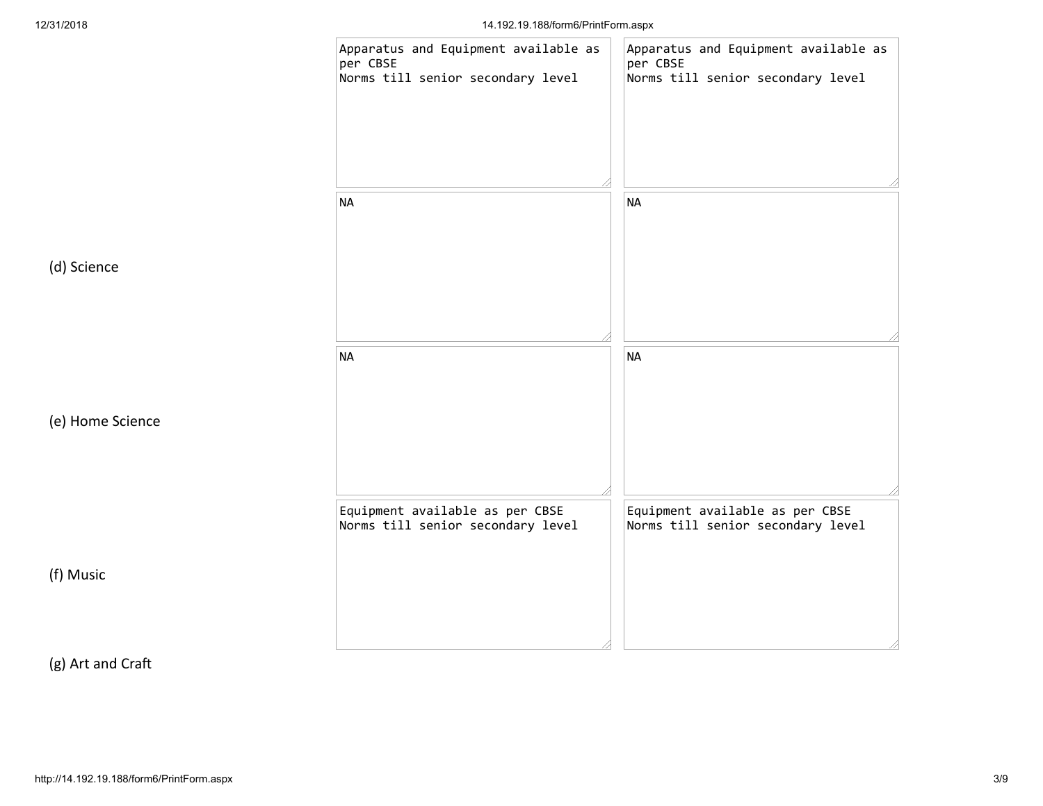| | | |
|---|---|---|
| | Apparatus and Equipment available as per CBSE Norms till senior secondary level | Apparatus and Equipment available as per CBSE Norms till senior secondary level |
| (d) Science | NA | NA |
| (e) Home Science | NA | NA |
| (f) Music | Equipment available as per CBSE Norms till senior secondary level | Equipment available as per CBSE Norms till senior secondary level |
| (g) Art and Craft | | |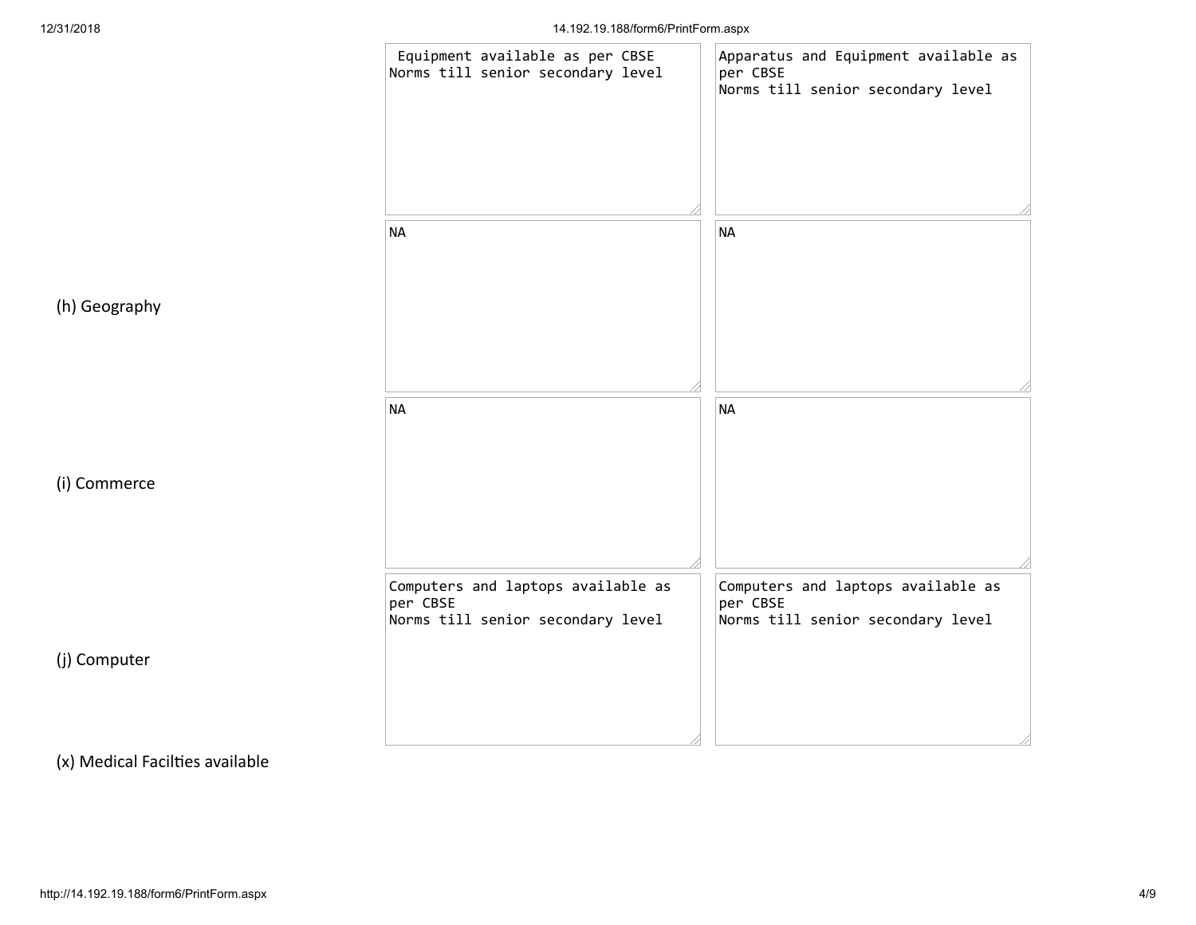| | | |
|---|---|---|
| | Equipment available as per CBSE Norms till senior secondary level | Apparatus and Equipment available as per CBSE Norms till senior secondary level |
| (h) Geography | NA | NA |
| (i) Commerce | NA | NA |
| (j) Computer | Computers and laptops available as per CBSE Norms till senior secondary level | Computers and laptops available as per CBSE Norms till senior secondary level |

(x) Medical Facilties available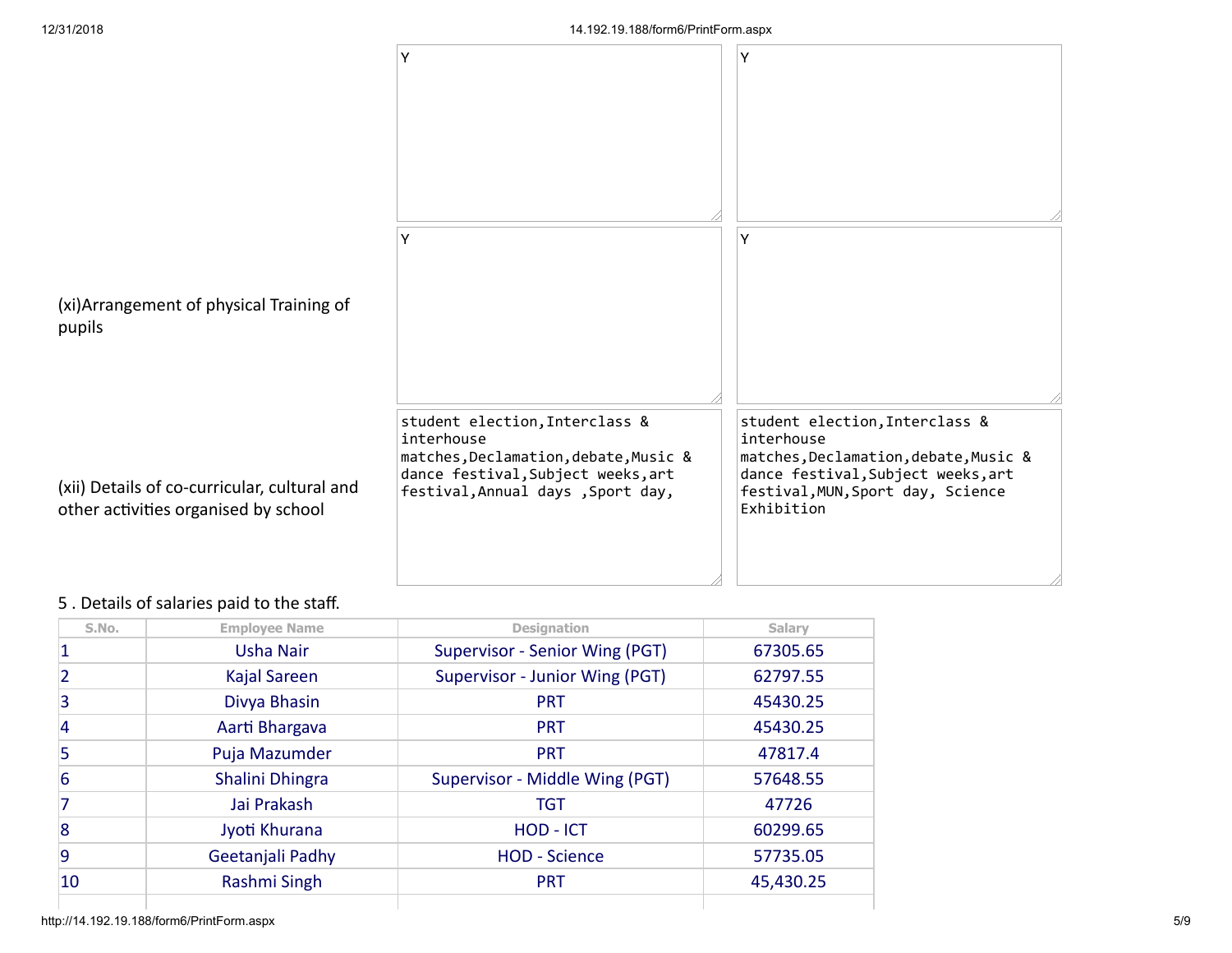| | | |
|---|---|---|
| | Y | Y |
| (xi)Arrangement of physical Training of pupils | Y | Y |
| (xii) Details of co-curricular, cultural and other activities organised by school | student election,Interclass & interhouse matches,Declamation,debate,Music & dance festival,Subject weeks,art festival,Annual days ,Sport day, | student election,Interclass & interhouse matches,Declamation,debate,Music & dance festival,Subject weeks,art festival,MUN,Sport day, Science Exhibition |

5 . Details of salaries paid to the staff.

| S.No. | Employee Name | Designation | Salary |
|---|---|---|---|
| 1 | Usha Nair | Supervisor - Senior Wing (PGT) | 67305.65 |
| 2 | Kajal Sareen | Supervisor - Junior Wing (PGT) | 62797.55 |
| 3 | Divya Bhasin | PRT | 45430.25 |
| 4 | Aarti Bhargava | PRT | 45430.25 |
| 5 | Puja Mazumder | PRT | 47817.4 |
| 6 | Shalini Dhingra | Supervisor - Middle Wing (PGT) | 57648.55 |
| 7 | Jai Prakash | TGT | 47726 |
| 8 | Jyoti Khurana | HOD - ICT | 60299.65 |
| 9 | Geetanjali Padhy | HOD - Science | 57735.05 |
| 10 | Rashmi Singh | PRT | 45,430.25 |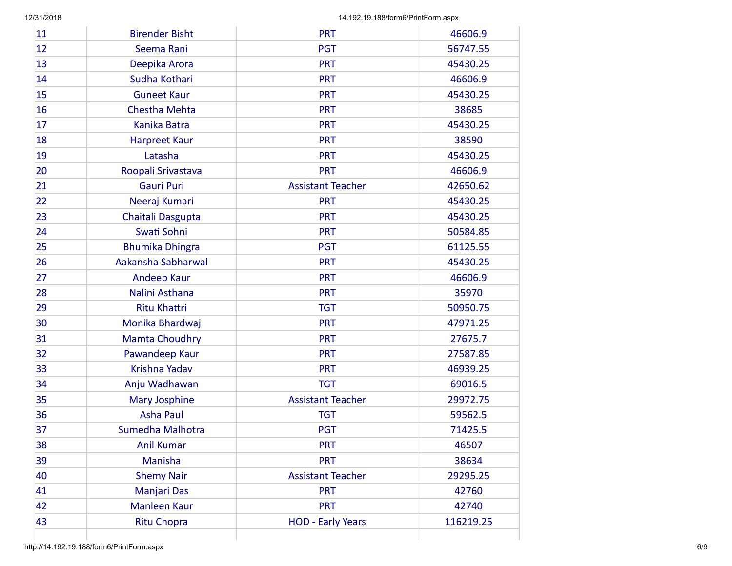| | | | |
|---|---|---|---|
| 11 | Birender Bisht | PRT | 46606.9 |
| 12 | Seema Rani | PGT | 56747.55 |
| 13 | Deepika Arora | PRT | 45430.25 |
| 14 | Sudha Kothari | PRT | 46606.9 |
| 15 | Guneet Kaur | PRT | 45430.25 |
| 16 | Chestha Mehta | PRT | 38685 |
| 17 | Kanika Batra | PRT | 45430.25 |
| 18 | Harpreet Kaur | PRT | 38590 |
| 19 | Latasha | PRT | 45430.25 |
| 20 | Roopali Srivastava | PRT | 46606.9 |
| 21 | Gauri Puri | Assistant Teacher | 42650.62 |
| 22 | Neeraj Kumari | PRT | 45430.25 |
| 23 | Chaitali Dasgupta | PRT | 45430.25 |
| 24 | Swati Sohni | PRT | 50584.85 |
| 25 | Bhumika Dhingra | PGT | 61125.55 |
| 26 | Aakansha Sabharwal | PRT | 45430.25 |
| 27 | Andeep Kaur | PRT | 46606.9 |
| 28 | Nalini Asthana | PRT | 35970 |
| 29 | Ritu Khattri | TGT | 50950.75 |
| 30 | Monika Bhardwaj | PRT | 47971.25 |
| 31 | Mamta Choudhry | PRT | 27675.7 |
| 32 | Pawandeep Kaur | PRT | 27587.85 |
| 33 | Krishna Yadav | PRT | 46939.25 |
| 34 | Anju Wadhawan | TGT | 69016.5 |
| 35 | Mary Josphine | Assistant Teacher | 29972.75 |
| 36 | Asha Paul | TGT | 59562.5 |
| 37 | Sumedha Malhotra | PGT | 71425.5 |
| 38 | Anil Kumar | PRT | 46507 |
| 39 | Manisha | PRT | 38634 |
| 40 | Shemy Nair | Assistant Teacher | 29295.25 |
| 41 | Manjari Das | PRT | 42760 |
| 42 | Manleen Kaur | PRT | 42740 |
| 43 | Ritu Chopra | HOD - Early Years | 116219.25 |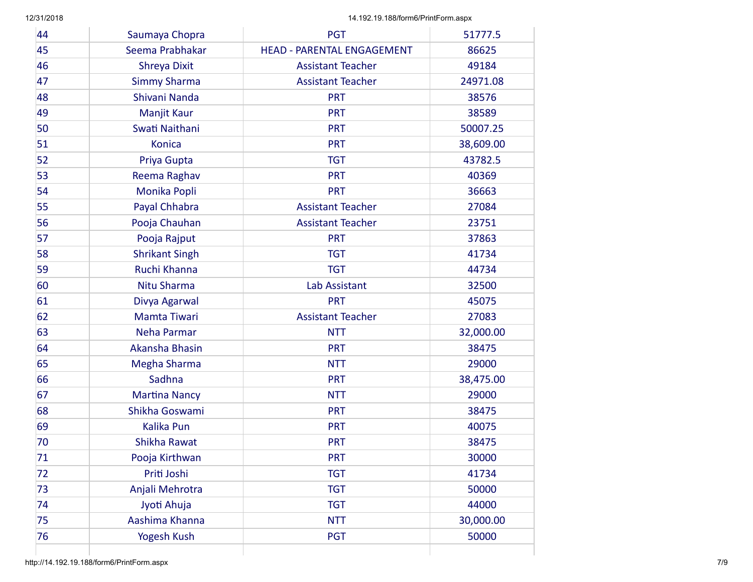| 44 | Saumaya Chopra | PGT | 51777.5 |
|---|---|---|---|
| 45 | Seema Prabhakar | HEAD - PARENTAL ENGAGEMENT | 86625 |
| 46 | Shreya Dixit | Assistant Teacher | 49184 |
| 47 | Simmy Sharma | Assistant Teacher | 24971.08 |
| 48 | Shivani Nanda | PRT | 38576 |
| 49 | Manjit Kaur | PRT | 38589 |
| 50 | Swati Naithani | PRT | 50007.25 |
| 51 | Konica | PRT | 38,609.00 |
| 52 | Priya Gupta | TGT | 43782.5 |
| 53 | Reema Raghav | PRT | 40369 |
| 54 | Monika Popli | PRT | 36663 |
| 55 | Payal Chhabra | Assistant Teacher | 27084 |
| 56 | Pooja Chauhan | Assistant Teacher | 23751 |
| 57 | Pooja Rajput | PRT | 37863 |
| 58 | Shrikant Singh | TGT | 41734 |
| 59 | Ruchi Khanna | TGT | 44734 |
| 60 | Nitu Sharma | Lab Assistant | 32500 |
| 61 | Divya Agarwal | PRT | 45075 |
| 62 | Mamta Tiwari | Assistant Teacher | 27083 |
| 63 | Neha Parmar | NTT | 32,000.00 |
| 64 | Akansha Bhasin | PRT | 38475 |
| 65 | Megha Sharma | NTT | 29000 |
| 66 | Sadhna | PRT | 38,475.00 |
| 67 | Martina Nancy | NTT | 29000 |
| 68 | Shikha Goswami | PRT | 38475 |
| 69 | Kalika Pun | PRT | 40075 |
| 70 | Shikha Rawat | PRT | 38475 |
| 71 | Pooja Kirthwan | PRT | 30000 |
| 72 | Priti Joshi | TGT | 41734 |
| 73 | Anjali Mehrotra | TGT | 50000 |
| 74 | Jyoti Ahuja | TGT | 44000 |
| 75 | Aashima Khanna | NTT | 30,000.00 |
| 76 | Yogesh Kush | PGT | 50000 |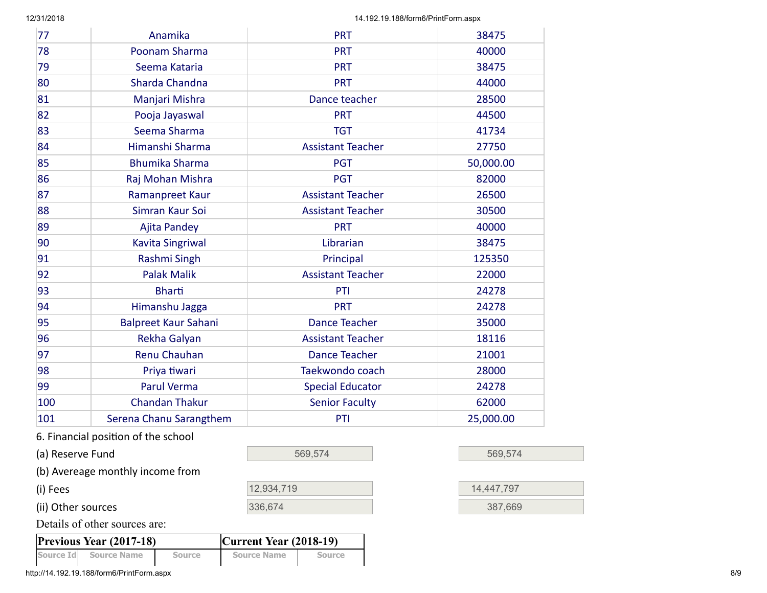| 77 | Anamika | PRT | 38475 |
|---|---|---|---|
| 78 | Poonam Sharma | PRT | 40000 |
| 79 | Seema Kataria | PRT | 38475 |
| 80 | Sharda Chandna | PRT | 44000 |
| 81 | Manjari Mishra | Dance teacher | 28500 |
| 82 | Pooja Jayaswal | PRT | 44500 |
| 83 | Seema Sharma | TGT | 41734 |
| 84 | Himanshi Sharma | Assistant Teacher | 27750 |
| 85 | Bhumika Sharma | PGT | 50,000.00 |
| 86 | Raj Mohan Mishra | PGT | 82000 |
| 87 | Ramanpreet Kaur | Assistant Teacher | 26500 |
| 88 | Simran Kaur Soi | Assistant Teacher | 30500 |
| 89 | Ajita Pandey | PRT | 40000 |
| 90 | Kavita Singriwal | Librarian | 38475 |
| 91 | Rashmi Singh | Principal | 125350 |
| 92 | Palak Malik | Assistant Teacher | 22000 |
| 93 | Bharti | PTI | 24278 |
| 94 | Himanshu Jagga | PRT | 24278 |
| 95 | Balpreet Kaur Sahani | Dance Teacher | 35000 |
| 96 | Rekha Galyan | Assistant Teacher | 18116 |
| 97 | Renu Chauhan | Dance Teacher | 21001 |
| 98 | Priya tiwari | Taekwondo coach | 28000 |
| 99 | Parul Verma | Special Educator | 24278 |
| 100 | Chandan Thakur | Senior Faculty | 62000 |
| 101 | Serena Chanu Sarangthem | PTI | 25,000.00 |

6. Financial position of the school

| | | |
|---|---|---|
| (a) Reserve Fund | 569,574 | 569,574 |
| (b) Avereage monthly income from | | |
| (i) Fees | 12,934,719 | 14,447,797 |
| (ii) Other sources | 336,674 | 387,669 |

Details of other sources are:

| **Previous Year (2017-18)** | | | **Current Year (2018-19)** | |
|---|---|---|---|---|
| Source Id | Source Name | Source | Source Name | Source |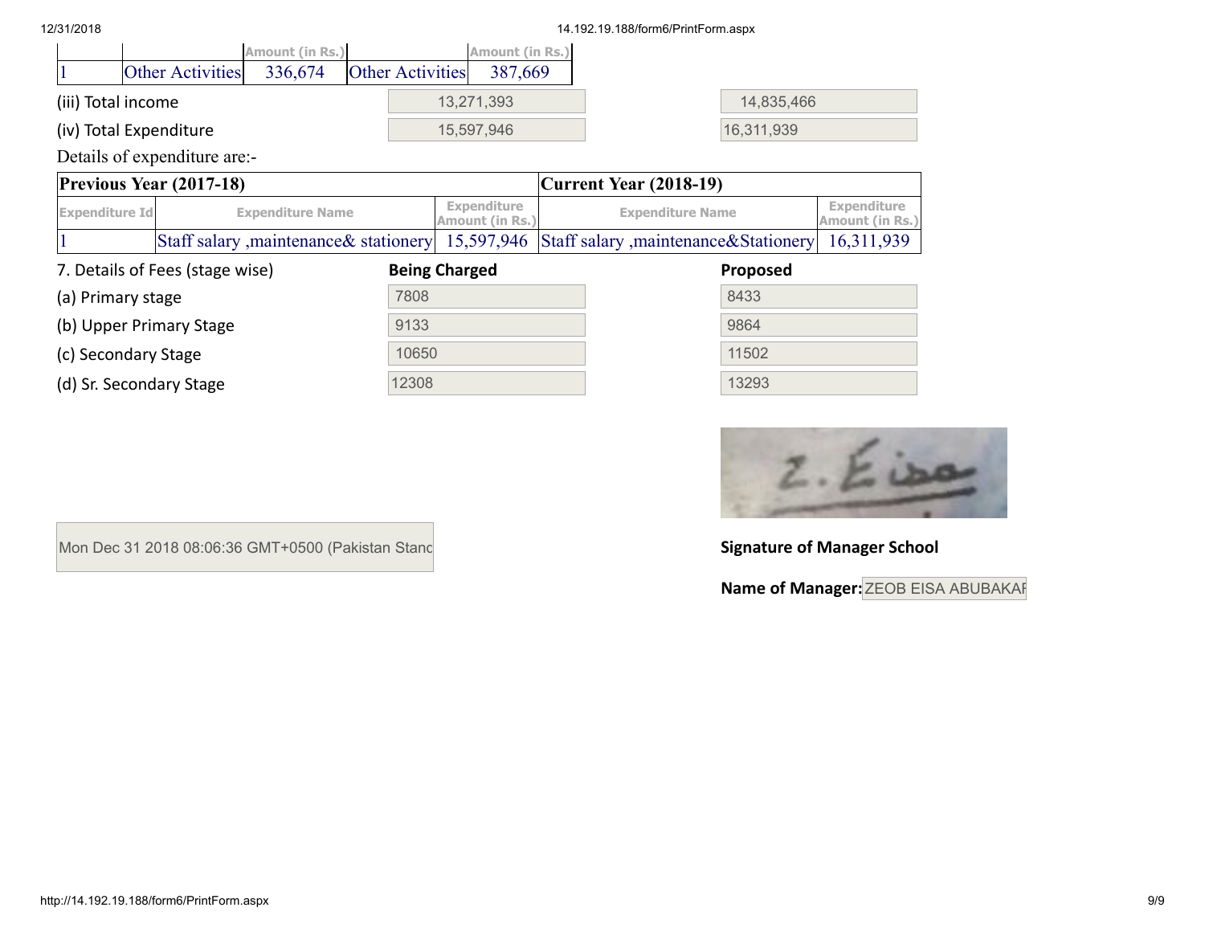| | | Amount (in Rs.) | | Amount (in Rs.) |
|---|---|---|---|---|
| 1 | Other Activities | 336,674 | Other Activities | 387,669 |

(iii) Total income 13,271,393 14,835,466

(iv) Total Expenditure 15,597,946 16,311,939

Details of expenditure are:-

| Previous Year (2017-18) | | | Current Year (2018-19) | |
|---|---|---|---|---|
| Expenditure Id | Expenditure Name | Expenditure Amount (in Rs.) | Expenditure Name | Expenditure Amount (in Rs.) |
| 1 | Staff salary ,maintenance& stationery | 15,597,946 | Staff salary ,maintenance&Stationery | 16,311,939 |

| 7. Details of Fees (stage wise) | Being Charged | Proposed |
|---|---|---|
| (a) Primary stage | 7808 | 8433 |
| (b) Upper Primary Stage | 9133 | 9864 |
| (c) Secondary Stage | 10650 | 11502 |
| (d) Sr. Secondary Stage | 12308 | 13293 |

Mon Dec 31 2018 08:06:36 GMT+0500 (Pakistan Stanc

Z. Eisa

**Signature of Manager School**

**Name of Manager:** ZEOB EISA ABUBAKAF